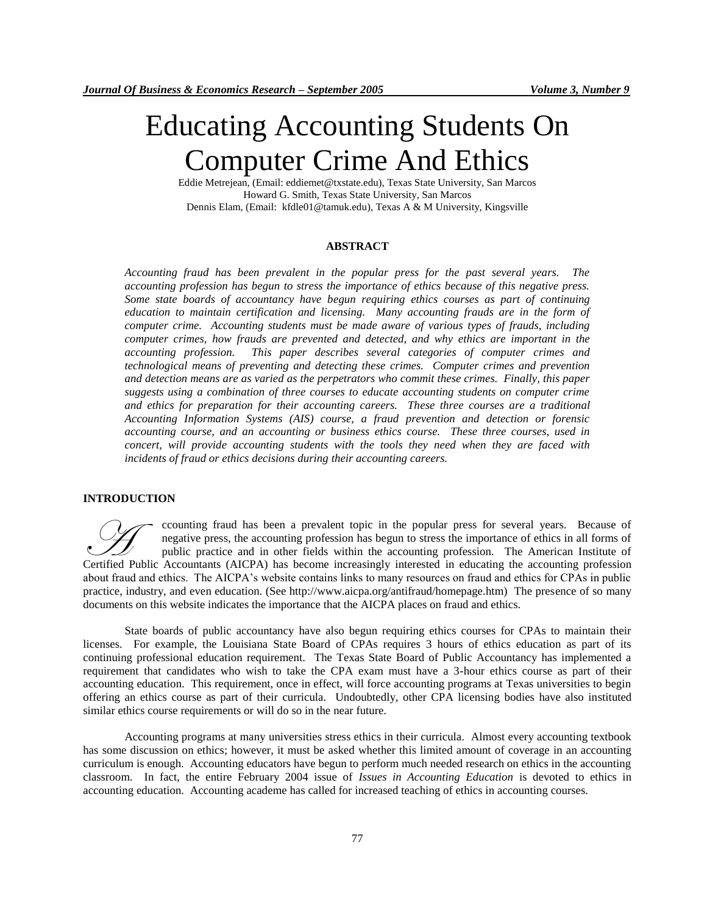# Educating Accounting Students On Computer Crime And Ethics

Eddie Metrejean, (Email: eddiemet@txstate.edu), Texas State University, San Marcos
Howard G. Smith, Texas State University, San Marcos
Dennis Elam, (Email: kfdle01@tamuk.edu), Texas A & M University, Kingsville

## ABSTRACT

*Accounting fraud has been prevalent in the popular press for the past several years. The accounting profession has begun to stress the importance of ethics because of this negative press. Some state boards of accountancy have begun requiring ethics courses as part of continuing education to maintain certification and licensing. Many accounting frauds are in the form of computer crime. Accounting students must be made aware of various types of frauds, including computer crimes, how frauds are prevented and detected, and why ethics are important in the accounting profession. This paper describes several categories of computer crimes and technological means of preventing and detecting these crimes. Computer crimes and prevention and detection means are as varied as the perpetrators who commit these crimes. Finally, this paper suggests using a combination of three courses to educate accounting students on computer crime and ethics for preparation for their accounting careers. These three courses are a traditional Accounting Information Systems (AIS) course, a fraud prevention and detection or forensic accounting course, and an accounting or business ethics course. These three courses, used in concert, will provide accounting students with the tools they need when they are faced with incidents of fraud or ethics decisions during their accounting careers.*

## INTRODUCTION

Accounting fraud has been a prevalent topic in the popular press for several years. Because of negative press, the accounting profession has begun to stress the importance of ethics in all forms of public practice and in other fields within the accounting profession. The American Institute of Certified Public Accountants (AICPA) has become increasingly interested in educating the accounting profession about fraud and ethics. The AICPA's website contains links to many resources on fraud and ethics for CPAs in public practice, industry, and even education. (See http://www.aicpa.org/antifraud/homepage.htm) The presence of so many documents on this website indicates the importance that the AICPA places on fraud and ethics.

State boards of public accountancy have also begun requiring ethics courses for CPAs to maintain their licenses. For example, the Louisiana State Board of CPAs requires 3 hours of ethics education as part of its continuing professional education requirement. The Texas State Board of Public Accountancy has implemented a requirement that candidates who wish to take the CPA exam must have a 3-hour ethics course as part of their accounting education. This requirement, once in effect, will force accounting programs at Texas universities to begin offering an ethics course as part of their curricula. Undoubtedly, other CPA licensing bodies have also instituted similar ethics course requirements or will do so in the near future.

Accounting programs at many universities stress ethics in their curricula. Almost every accounting textbook has some discussion on ethics; however, it must be asked whether this limited amount of coverage in an accounting curriculum is enough. Accounting educators have begun to perform much needed research on ethics in the accounting classroom. In fact, the entire February 2004 issue of *Issues in Accounting Education* is devoted to ethics in accounting education. Accounting academe has called for increased teaching of ethics in accounting courses.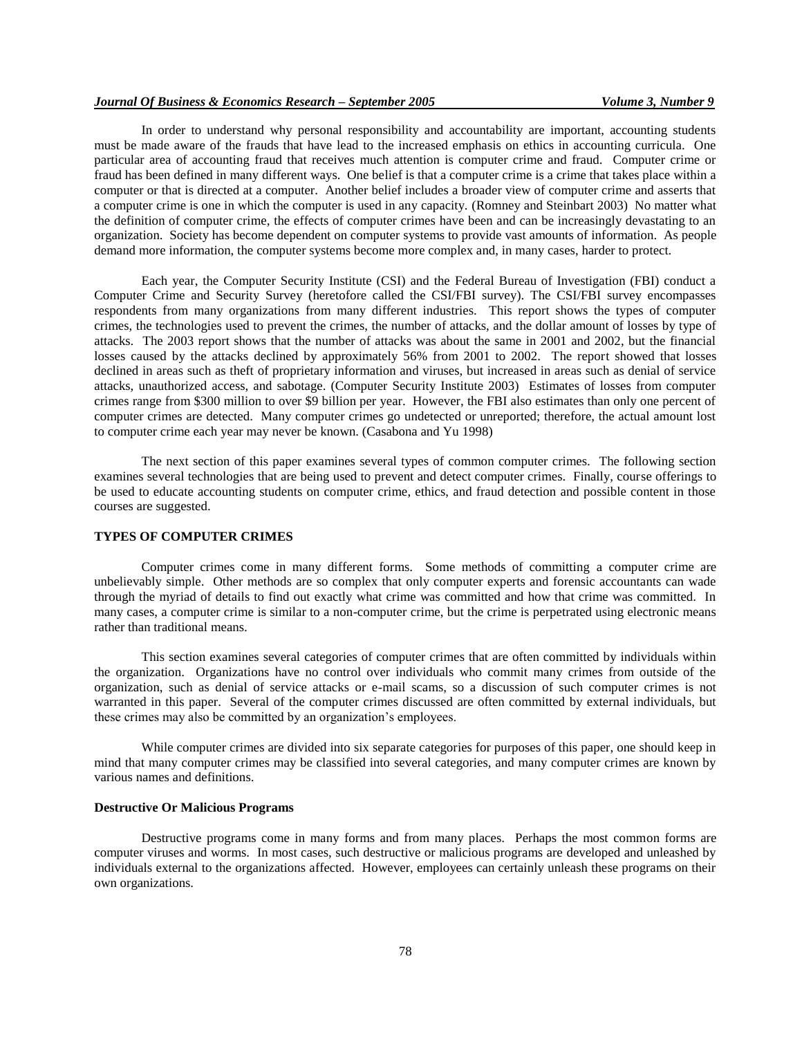In order to understand why personal responsibility and accountability are important, accounting students must be made aware of the frauds that have lead to the increased emphasis on ethics in accounting curricula. One particular area of accounting fraud that receives much attention is computer crime and fraud. Computer crime or fraud has been defined in many different ways. One belief is that a computer crime is a crime that takes place within a computer or that is directed at a computer. Another belief includes a broader view of computer crime and asserts that a computer crime is one in which the computer is used in any capacity. (Romney and Steinbart 2003) No matter what the definition of computer crime, the effects of computer crimes have been and can be increasingly devastating to an organization. Society has become dependent on computer systems to provide vast amounts of information. As people demand more information, the computer systems become more complex and, in many cases, harder to protect.

Each year, the Computer Security Institute (CSI) and the Federal Bureau of Investigation (FBI) conduct a Computer Crime and Security Survey (heretofore called the CSI/FBI survey). The CSI/FBI survey encompasses respondents from many organizations from many different industries. This report shows the types of computer crimes, the technologies used to prevent the crimes, the number of attacks, and the dollar amount of losses by type of attacks. The 2003 report shows that the number of attacks was about the same in 2001 and 2002, but the financial losses caused by the attacks declined by approximately 56% from 2001 to 2002. The report showed that losses declined in areas such as theft of proprietary information and viruses, but increased in areas such as denial of service attacks, unauthorized access, and sabotage. (Computer Security Institute 2003) Estimates of losses from computer crimes range from $300 million to over $9 billion per year. However, the FBI also estimates than only one percent of computer crimes are detected. Many computer crimes go undetected or unreported; therefore, the actual amount lost to computer crime each year may never be known. (Casabona and Yu 1998)

The next section of this paper examines several types of common computer crimes. The following section examines several technologies that are being used to prevent and detect computer crimes. Finally, course offerings to be used to educate accounting students on computer crime, ethics, and fraud detection and possible content in those courses are suggested.

## TYPES OF COMPUTER CRIMES

Computer crimes come in many different forms. Some methods of committing a computer crime are unbelievably simple. Other methods are so complex that only computer experts and forensic accountants can wade through the myriad of details to find out exactly what crime was committed and how that crime was committed. In many cases, a computer crime is similar to a non-computer crime, but the crime is perpetrated using electronic means rather than traditional means.

This section examines several categories of computer crimes that are often committed by individuals within the organization. Organizations have no control over individuals who commit many crimes from outside of the organization, such as denial of service attacks or e-mail scams, so a discussion of such computer crimes is not warranted in this paper. Several of the computer crimes discussed are often committed by external individuals, but these crimes may also be committed by an organization's employees.

While computer crimes are divided into six separate categories for purposes of this paper, one should keep in mind that many computer crimes may be classified into several categories, and many computer crimes are known by various names and definitions.

### Destructive Or Malicious Programs

Destructive programs come in many forms and from many places. Perhaps the most common forms are computer viruses and worms. In most cases, such destructive or malicious programs are developed and unleashed by individuals external to the organizations affected. However, employees can certainly unleash these programs on their own organizations.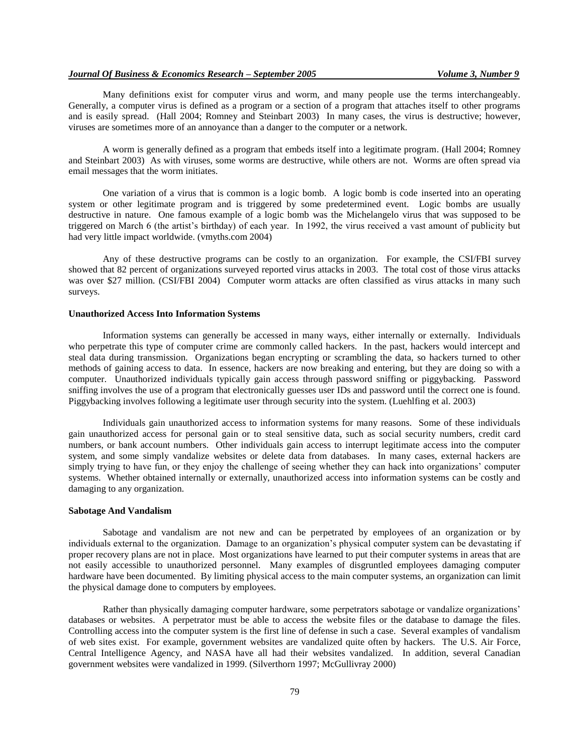Many definitions exist for computer virus and worm, and many people use the terms interchangeably. Generally, a computer virus is defined as a program or a section of a program that attaches itself to other programs and is easily spread. (Hall 2004; Romney and Steinbart 2003) In many cases, the virus is destructive; however, viruses are sometimes more of an annoyance than a danger to the computer or a network.

A worm is generally defined as a program that embeds itself into a legitimate program. (Hall 2004; Romney and Steinbart 2003) As with viruses, some worms are destructive, while others are not. Worms are often spread via email messages that the worm initiates.

One variation of a virus that is common is a logic bomb. A logic bomb is code inserted into an operating system or other legitimate program and is triggered by some predetermined event. Logic bombs are usually destructive in nature. One famous example of a logic bomb was the Michelangelo virus that was supposed to be triggered on March 6 (the artist's birthday) of each year. In 1992, the virus received a vast amount of publicity but had very little impact worldwide. (vmyths.com 2004)

Any of these destructive programs can be costly to an organization. For example, the CSI/FBI survey showed that 82 percent of organizations surveyed reported virus attacks in 2003. The total cost of those virus attacks was over $27 million. (CSI/FBI 2004) Computer worm attacks are often classified as virus attacks in many such surveys.

**Unauthorized Access Into Information Systems**

Information systems can generally be accessed in many ways, either internally or externally. Individuals who perpetrate this type of computer crime are commonly called hackers. In the past, hackers would intercept and steal data during transmission. Organizations began encrypting or scrambling the data, so hackers turned to other methods of gaining access to data. In essence, hackers are now breaking and entering, but they are doing so with a computer. Unauthorized individuals typically gain access through password sniffing or piggybacking. Password sniffing involves the use of a program that electronically guesses user IDs and password until the correct one is found. Piggybacking involves following a legitimate user through security into the system. (Luehlfing et al. 2003)

Individuals gain unauthorized access to information systems for many reasons. Some of these individuals gain unauthorized access for personal gain or to steal sensitive data, such as social security numbers, credit card numbers, or bank account numbers. Other individuals gain access to interrupt legitimate access into the computer system, and some simply vandalize websites or delete data from databases. In many cases, external hackers are simply trying to have fun, or they enjoy the challenge of seeing whether they can hack into organizations' computer systems. Whether obtained internally or externally, unauthorized access into information systems can be costly and damaging to any organization.

**Sabotage And Vandalism**

Sabotage and vandalism are not new and can be perpetrated by employees of an organization or by individuals external to the organization. Damage to an organization's physical computer system can be devastating if proper recovery plans are not in place. Most organizations have learned to put their computer systems in areas that are not easily accessible to unauthorized personnel. Many examples of disgruntled employees damaging computer hardware have been documented. By limiting physical access to the main computer systems, an organization can limit the physical damage done to computers by employees.

Rather than physically damaging computer hardware, some perpetrators sabotage or vandalize organizations' databases or websites. A perpetrator must be able to access the website files or the database to damage the files. Controlling access into the computer system is the first line of defense in such a case. Several examples of vandalism of web sites exist. For example, government websites are vandalized quite often by hackers. The U.S. Air Force, Central Intelligence Agency, and NASA have all had their websites vandalized. In addition, several Canadian government websites were vandalized in 1999. (Silverthorn 1997; McGullivray 2000)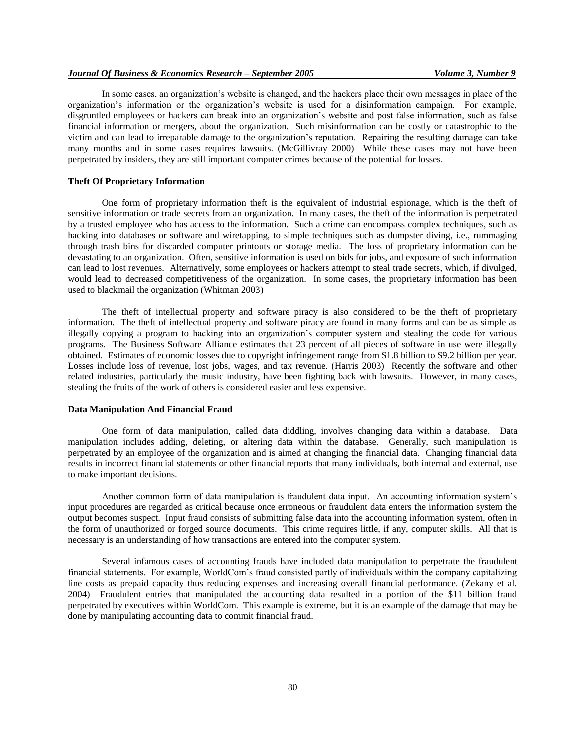In some cases, an organization's website is changed, and the hackers place their own messages in place of the organization's information or the organization's website is used for a disinformation campaign. For example, disgruntled employees or hackers can break into an organization's website and post false information, such as false financial information or mergers, about the organization. Such misinformation can be costly or catastrophic to the victim and can lead to irreparable damage to the organization's reputation. Repairing the resulting damage can take many months and in some cases requires lawsuits. (McGillivray 2000) While these cases may not have been perpetrated by insiders, they are still important computer crimes because of the potential for losses.

**Theft Of Proprietary Information**

One form of proprietary information theft is the equivalent of industrial espionage, which is the theft of sensitive information or trade secrets from an organization. In many cases, the theft of the information is perpetrated by a trusted employee who has access to the information. Such a crime can encompass complex techniques, such as hacking into databases or software and wiretapping, to simple techniques such as dumpster diving, i.e., rummaging through trash bins for discarded computer printouts or storage media. The loss of proprietary information can be devastating to an organization. Often, sensitive information is used on bids for jobs, and exposure of such information can lead to lost revenues. Alternatively, some employees or hackers attempt to steal trade secrets, which, if divulged, would lead to decreased competitiveness of the organization. In some cases, the proprietary information has been used to blackmail the organization (Whitman 2003)

The theft of intellectual property and software piracy is also considered to be the theft of proprietary information. The theft of intellectual property and software piracy are found in many forms and can be as simple as illegally copying a program to hacking into an organization's computer system and stealing the code for various programs. The Business Software Alliance estimates that 23 percent of all pieces of software in use were illegally obtained. Estimates of economic losses due to copyright infringement range from $1.8 billion to $9.2 billion per year. Losses include loss of revenue, lost jobs, wages, and tax revenue. (Harris 2003) Recently the software and other related industries, particularly the music industry, have been fighting back with lawsuits. However, in many cases, stealing the fruits of the work of others is considered easier and less expensive.

**Data Manipulation And Financial Fraud**

One form of data manipulation, called data diddling, involves changing data within a database. Data manipulation includes adding, deleting, or altering data within the database. Generally, such manipulation is perpetrated by an employee of the organization and is aimed at changing the financial data. Changing financial data results in incorrect financial statements or other financial reports that many individuals, both internal and external, use to make important decisions.

Another common form of data manipulation is fraudulent data input. An accounting information system's input procedures are regarded as critical because once erroneous or fraudulent data enters the information system the output becomes suspect. Input fraud consists of submitting false data into the accounting information system, often in the form of unauthorized or forged source documents. This crime requires little, if any, computer skills. All that is necessary is an understanding of how transactions are entered into the computer system.

Several infamous cases of accounting frauds have included data manipulation to perpetrate the fraudulent financial statements. For example, WorldCom's fraud consisted partly of individuals within the company capitalizing line costs as prepaid capacity thus reducing expenses and increasing overall financial performance. (Zekany et al. 2004) Fraudulent entries that manipulated the accounting data resulted in a portion of the $11 billion fraud perpetrated by executives within WorldCom. This example is extreme, but it is an example of the damage that may be done by manipulating accounting data to commit financial fraud.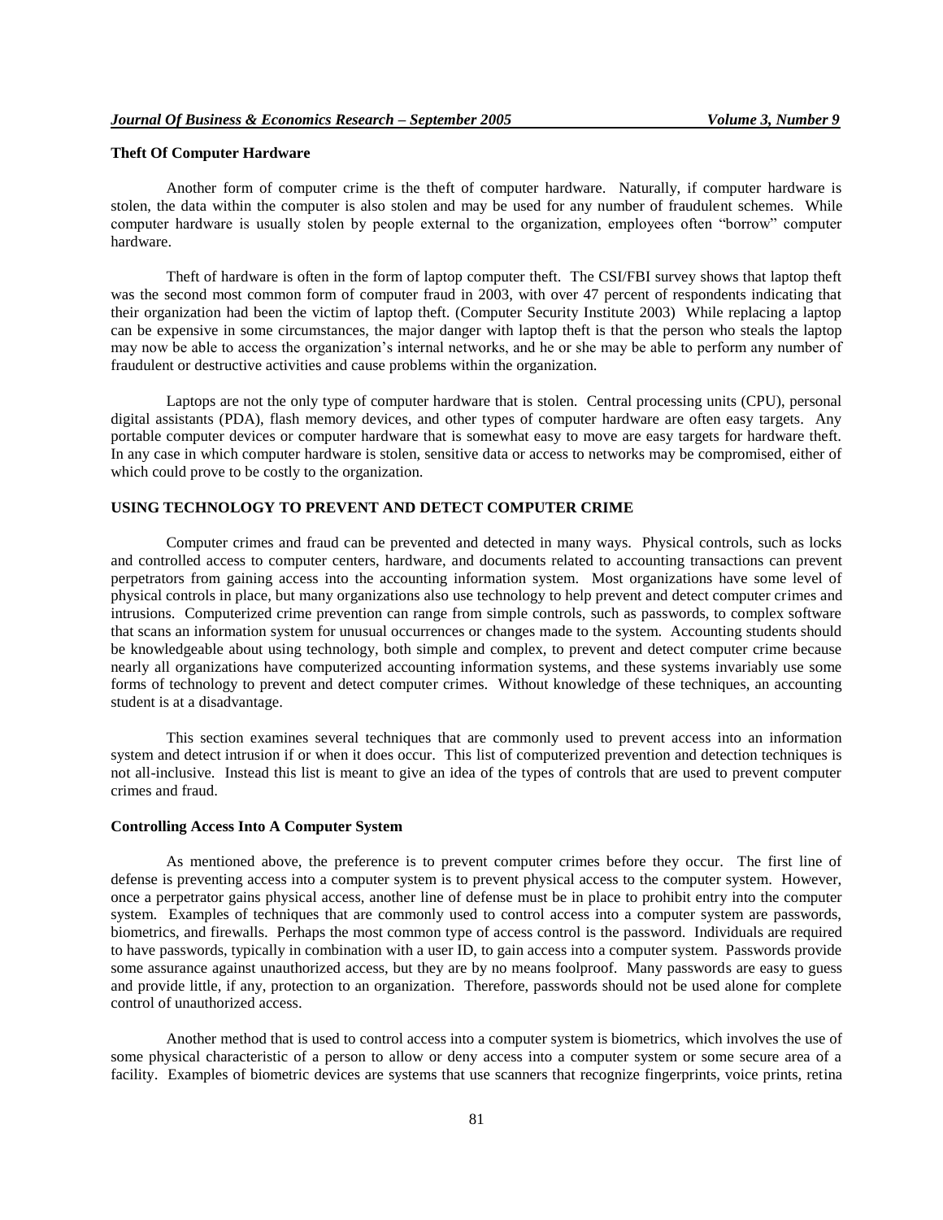### Theft Of Computer Hardware

Another form of computer crime is the theft of computer hardware. Naturally, if computer hardware is stolen, the data within the computer is also stolen and may be used for any number of fraudulent schemes. While computer hardware is usually stolen by people external to the organization, employees often "borrow" computer hardware.

Theft of hardware is often in the form of laptop computer theft. The CSI/FBI survey shows that laptop theft was the second most common form of computer fraud in 2003, with over 47 percent of respondents indicating that their organization had been the victim of laptop theft. (Computer Security Institute 2003) While replacing a laptop can be expensive in some circumstances, the major danger with laptop theft is that the person who steals the laptop may now be able to access the organization's internal networks, and he or she may be able to perform any number of fraudulent or destructive activities and cause problems within the organization.

Laptops are not the only type of computer hardware that is stolen. Central processing units (CPU), personal digital assistants (PDA), flash memory devices, and other types of computer hardware are often easy targets. Any portable computer devices or computer hardware that is somewhat easy to move are easy targets for hardware theft. In any case in which computer hardware is stolen, sensitive data or access to networks may be compromised, either of which could prove to be costly to the organization.

## USING TECHNOLOGY TO PREVENT AND DETECT COMPUTER CRIME

Computer crimes and fraud can be prevented and detected in many ways. Physical controls, such as locks and controlled access to computer centers, hardware, and documents related to accounting transactions can prevent perpetrators from gaining access into the accounting information system. Most organizations have some level of physical controls in place, but many organizations also use technology to help prevent and detect computer crimes and intrusions. Computerized crime prevention can range from simple controls, such as passwords, to complex software that scans an information system for unusual occurrences or changes made to the system. Accounting students should be knowledgeable about using technology, both simple and complex, to prevent and detect computer crime because nearly all organizations have computerized accounting information systems, and these systems invariably use some forms of technology to prevent and detect computer crimes. Without knowledge of these techniques, an accounting student is at a disadvantage.

This section examines several techniques that are commonly used to prevent access into an information system and detect intrusion if or when it does occur. This list of computerized prevention and detection techniques is not all-inclusive. Instead this list is meant to give an idea of the types of controls that are used to prevent computer crimes and fraud.

### Controlling Access Into A Computer System

As mentioned above, the preference is to prevent computer crimes before they occur. The first line of defense is preventing access into a computer system is to prevent physical access to the computer system. However, once a perpetrator gains physical access, another line of defense must be in place to prohibit entry into the computer system. Examples of techniques that are commonly used to control access into a computer system are passwords, biometrics, and firewalls. Perhaps the most common type of access control is the password. Individuals are required to have passwords, typically in combination with a user ID, to gain access into a computer system. Passwords provide some assurance against unauthorized access, but they are by no means foolproof. Many passwords are easy to guess and provide little, if any, protection to an organization. Therefore, passwords should not be used alone for complete control of unauthorized access.

Another method that is used to control access into a computer system is biometrics, which involves the use of some physical characteristic of a person to allow or deny access into a computer system or some secure area of a facility. Examples of biometric devices are systems that use scanners that recognize fingerprints, voice prints, retina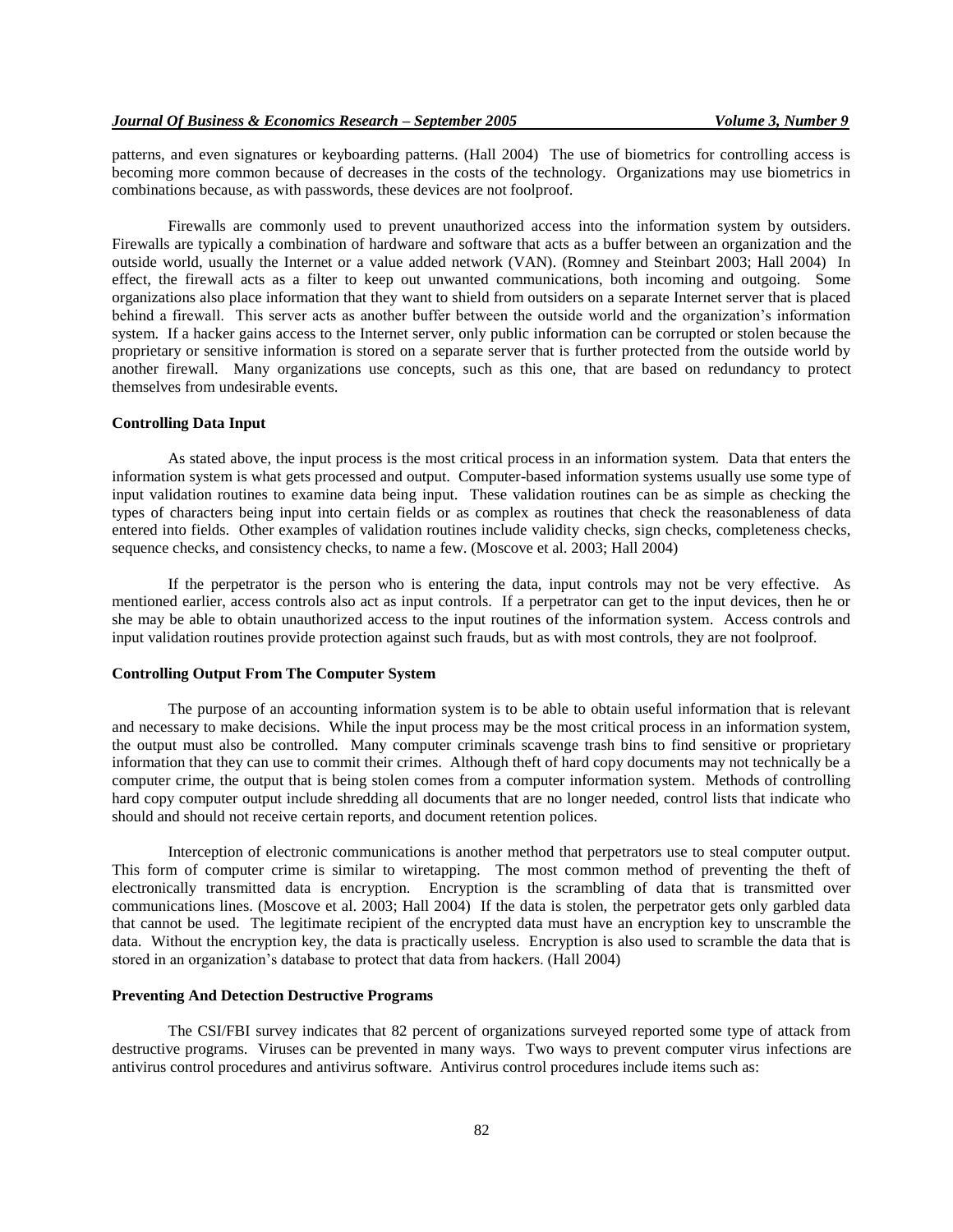patterns, and even signatures or keyboarding patterns. (Hall 2004) The use of biometrics for controlling access is becoming more common because of decreases in the costs of the technology. Organizations may use biometrics in combinations because, as with passwords, these devices are not foolproof.

Firewalls are commonly used to prevent unauthorized access into the information system by outsiders. Firewalls are typically a combination of hardware and software that acts as a buffer between an organization and the outside world, usually the Internet or a value added network (VAN). (Romney and Steinbart 2003; Hall 2004) In effect, the firewall acts as a filter to keep out unwanted communications, both incoming and outgoing. Some organizations also place information that they want to shield from outsiders on a separate Internet server that is placed behind a firewall. This server acts as another buffer between the outside world and the organization's information system. If a hacker gains access to the Internet server, only public information can be corrupted or stolen because the proprietary or sensitive information is stored on a separate server that is further protected from the outside world by another firewall. Many organizations use concepts, such as this one, that are based on redundancy to protect themselves from undesirable events.

**Controlling Data Input**

As stated above, the input process is the most critical process in an information system. Data that enters the information system is what gets processed and output. Computer-based information systems usually use some type of input validation routines to examine data being input. These validation routines can be as simple as checking the types of characters being input into certain fields or as complex as routines that check the reasonableness of data entered into fields. Other examples of validation routines include validity checks, sign checks, completeness checks, sequence checks, and consistency checks, to name a few. (Moscove et al. 2003; Hall 2004)

If the perpetrator is the person who is entering the data, input controls may not be very effective. As mentioned earlier, access controls also act as input controls. If a perpetrator can get to the input devices, then he or she may be able to obtain unauthorized access to the input routines of the information system. Access controls and input validation routines provide protection against such frauds, but as with most controls, they are not foolproof.

**Controlling Output From The Computer System**

The purpose of an accounting information system is to be able to obtain useful information that is relevant and necessary to make decisions. While the input process may be the most critical process in an information system, the output must also be controlled. Many computer criminals scavenge trash bins to find sensitive or proprietary information that they can use to commit their crimes. Although theft of hard copy documents may not technically be a computer crime, the output that is being stolen comes from a computer information system. Methods of controlling hard copy computer output include shredding all documents that are no longer needed, control lists that indicate who should and should not receive certain reports, and document retention polices.

Interception of electronic communications is another method that perpetrators use to steal computer output. This form of computer crime is similar to wiretapping. The most common method of preventing the theft of electronically transmitted data is encryption. Encryption is the scrambling of data that is transmitted over communications lines. (Moscove et al. 2003; Hall 2004) If the data is stolen, the perpetrator gets only garbled data that cannot be used. The legitimate recipient of the encrypted data must have an encryption key to unscramble the data. Without the encryption key, the data is practically useless. Encryption is also used to scramble the data that is stored in an organization's database to protect that data from hackers. (Hall 2004)

**Preventing And Detection Destructive Programs**

The CSI/FBI survey indicates that 82 percent of organizations surveyed reported some type of attack from destructive programs. Viruses can be prevented in many ways. Two ways to prevent computer virus infections are antivirus control procedures and antivirus software. Antivirus control procedures include items such as: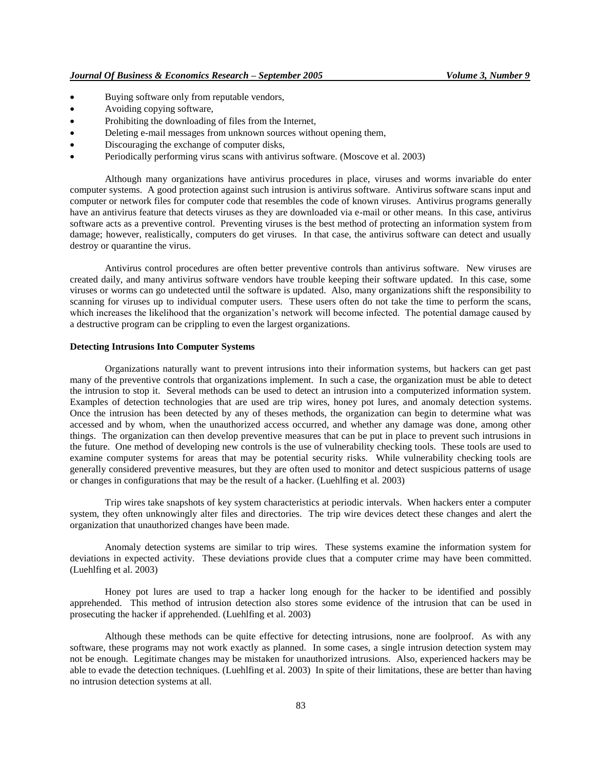- Buying software only from reputable vendors,
- Avoiding copying software,
- Prohibiting the downloading of files from the Internet,
- Deleting e-mail messages from unknown sources without opening them,
- Discouraging the exchange of computer disks,
- Periodically performing virus scans with antivirus software. (Moscove et al. 2003)

Although many organizations have antivirus procedures in place, viruses and worms invariable do enter computer systems. A good protection against such intrusion is antivirus software. Antivirus software scans input and computer or network files for computer code that resembles the code of known viruses. Antivirus programs generally have an antivirus feature that detects viruses as they are downloaded via e-mail or other means. In this case, antivirus software acts as a preventive control. Preventing viruses is the best method of protecting an information system from damage; however, realistically, computers do get viruses. In that case, the antivirus software can detect and usually destroy or quarantine the virus.

Antivirus control procedures are often better preventive controls than antivirus software. New viruses are created daily, and many antivirus software vendors have trouble keeping their software updated. In this case, some viruses or worms can go undetected until the software is updated. Also, many organizations shift the responsibility to scanning for viruses up to individual computer users. These users often do not take the time to perform the scans, which increases the likelihood that the organization's network will become infected. The potential damage caused by a destructive program can be crippling to even the largest organizations.

**Detecting Intrusions Into Computer Systems**

Organizations naturally want to prevent intrusions into their information systems, but hackers can get past many of the preventive controls that organizations implement. In such a case, the organization must be able to detect the intrusion to stop it. Several methods can be used to detect an intrusion into a computerized information system. Examples of detection technologies that are used are trip wires, honey pot lures, and anomaly detection systems. Once the intrusion has been detected by any of theses methods, the organization can begin to determine what was accessed and by whom, when the unauthorized access occurred, and whether any damage was done, among other things. The organization can then develop preventive measures that can be put in place to prevent such intrusions in the future. One method of developing new controls is the use of vulnerability checking tools. These tools are used to examine computer systems for areas that may be potential security risks. While vulnerability checking tools are generally considered preventive measures, but they are often used to monitor and detect suspicious patterns of usage or changes in configurations that may be the result of a hacker. (Luehlfing et al. 2003)

Trip wires take snapshots of key system characteristics at periodic intervals. When hackers enter a computer system, they often unknowingly alter files and directories. The trip wire devices detect these changes and alert the organization that unauthorized changes have been made.

Anomaly detection systems are similar to trip wires. These systems examine the information system for deviations in expected activity. These deviations provide clues that a computer crime may have been committed. (Luehlfing et al. 2003)

Honey pot lures are used to trap a hacker long enough for the hacker to be identified and possibly apprehended. This method of intrusion detection also stores some evidence of the intrusion that can be used in prosecuting the hacker if apprehended. (Luehlfing et al. 2003)

Although these methods can be quite effective for detecting intrusions, none are foolproof. As with any software, these programs may not work exactly as planned. In some cases, a single intrusion detection system may not be enough. Legitimate changes may be mistaken for unauthorized intrusions. Also, experienced hackers may be able to evade the detection techniques. (Luehlfing et al. 2003) In spite of their limitations, these are better than having no intrusion detection systems at all.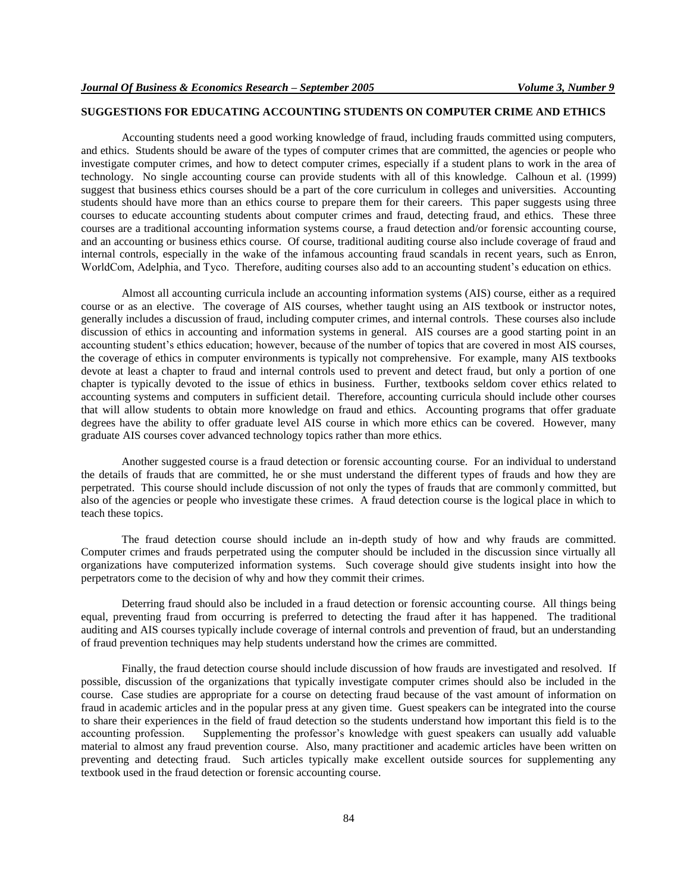## SUGGESTIONS FOR EDUCATING ACCOUNTING STUDENTS ON COMPUTER CRIME AND ETHICS

Accounting students need a good working knowledge of fraud, including frauds committed using computers, and ethics. Students should be aware of the types of computer crimes that are committed, the agencies or people who investigate computer crimes, and how to detect computer crimes, especially if a student plans to work in the area of technology. No single accounting course can provide students with all of this knowledge. Calhoun et al. (1999) suggest that business ethics courses should be a part of the core curriculum in colleges and universities. Accounting students should have more than an ethics course to prepare them for their careers. This paper suggests using three courses to educate accounting students about computer crimes and fraud, detecting fraud, and ethics. These three courses are a traditional accounting information systems course, a fraud detection and/or forensic accounting course, and an accounting or business ethics course. Of course, traditional auditing course also include coverage of fraud and internal controls, especially in the wake of the infamous accounting fraud scandals in recent years, such as Enron, WorldCom, Adelphia, and Tyco. Therefore, auditing courses also add to an accounting student's education on ethics.

Almost all accounting curricula include an accounting information systems (AIS) course, either as a required course or as an elective. The coverage of AIS courses, whether taught using an AIS textbook or instructor notes, generally includes a discussion of fraud, including computer crimes, and internal controls. These courses also include discussion of ethics in accounting and information systems in general. AIS courses are a good starting point in an accounting student's ethics education; however, because of the number of topics that are covered in most AIS courses, the coverage of ethics in computer environments is typically not comprehensive. For example, many AIS textbooks devote at least a chapter to fraud and internal controls used to prevent and detect fraud, but only a portion of one chapter is typically devoted to the issue of ethics in business. Further, textbooks seldom cover ethics related to accounting systems and computers in sufficient detail. Therefore, accounting curricula should include other courses that will allow students to obtain more knowledge on fraud and ethics. Accounting programs that offer graduate degrees have the ability to offer graduate level AIS course in which more ethics can be covered. However, many graduate AIS courses cover advanced technology topics rather than more ethics.

Another suggested course is a fraud detection or forensic accounting course. For an individual to understand the details of frauds that are committed, he or she must understand the different types of frauds and how they are perpetrated. This course should include discussion of not only the types of frauds that are commonly committed, but also of the agencies or people who investigate these crimes. A fraud detection course is the logical place in which to teach these topics.

The fraud detection course should include an in-depth study of how and why frauds are committed. Computer crimes and frauds perpetrated using the computer should be included in the discussion since virtually all organizations have computerized information systems. Such coverage should give students insight into how the perpetrators come to the decision of why and how they commit their crimes.

Deterring fraud should also be included in a fraud detection or forensic accounting course. All things being equal, preventing fraud from occurring is preferred to detecting the fraud after it has happened. The traditional auditing and AIS courses typically include coverage of internal controls and prevention of fraud, but an understanding of fraud prevention techniques may help students understand how the crimes are committed.

Finally, the fraud detection course should include discussion of how frauds are investigated and resolved. If possible, discussion of the organizations that typically investigate computer crimes should also be included in the course. Case studies are appropriate for a course on detecting fraud because of the vast amount of information on fraud in academic articles and in the popular press at any given time. Guest speakers can be integrated into the course to share their experiences in the field of fraud detection so the students understand how important this field is to the accounting profession. Supplementing the professor's knowledge with guest speakers can usually add valuable material to almost any fraud prevention course. Also, many practitioner and academic articles have been written on preventing and detecting fraud. Such articles typically make excellent outside sources for supplementing any textbook used in the fraud detection or forensic accounting course.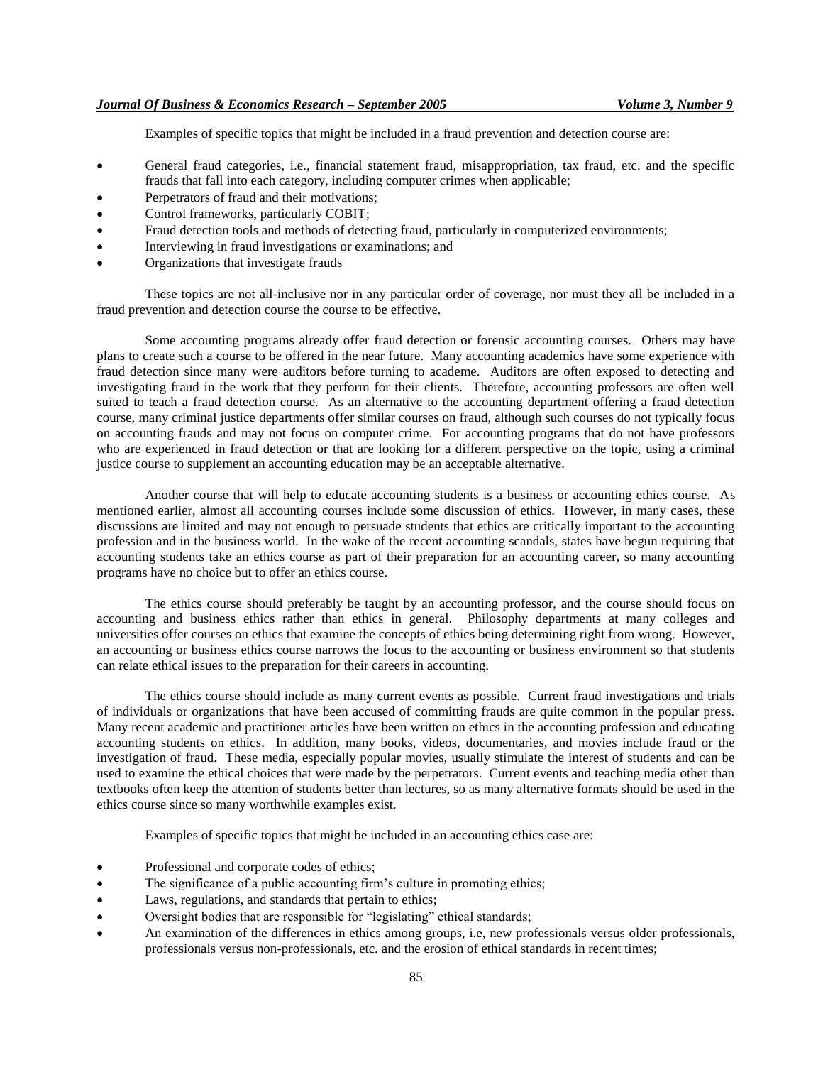Examples of specific topics that might be included in a fraud prevention and detection course are:

- General fraud categories, i.e., financial statement fraud, misappropriation, tax fraud, etc. and the specific frauds that fall into each category, including computer crimes when applicable;
- Perpetrators of fraud and their motivations;
- Control frameworks, particularly COBIT;
- Fraud detection tools and methods of detecting fraud, particularly in computerized environments;
- Interviewing in fraud investigations or examinations; and
- Organizations that investigate frauds

These topics are not all-inclusive nor in any particular order of coverage, nor must they all be included in a fraud prevention and detection course the course to be effective.

Some accounting programs already offer fraud detection or forensic accounting courses. Others may have plans to create such a course to be offered in the near future. Many accounting academics have some experience with fraud detection since many were auditors before turning to academe. Auditors are often exposed to detecting and investigating fraud in the work that they perform for their clients. Therefore, accounting professors are often well suited to teach a fraud detection course. As an alternative to the accounting department offering a fraud detection course, many criminal justice departments offer similar courses on fraud, although such courses do not typically focus on accounting frauds and may not focus on computer crime. For accounting programs that do not have professors who are experienced in fraud detection or that are looking for a different perspective on the topic, using a criminal justice course to supplement an accounting education may be an acceptable alternative.

Another course that will help to educate accounting students is a business or accounting ethics course. As mentioned earlier, almost all accounting courses include some discussion of ethics. However, in many cases, these discussions are limited and may not enough to persuade students that ethics are critically important to the accounting profession and in the business world. In the wake of the recent accounting scandals, states have begun requiring that accounting students take an ethics course as part of their preparation for an accounting career, so many accounting programs have no choice but to offer an ethics course.

The ethics course should preferably be taught by an accounting professor, and the course should focus on accounting and business ethics rather than ethics in general. Philosophy departments at many colleges and universities offer courses on ethics that examine the concepts of ethics being determining right from wrong. However, an accounting or business ethics course narrows the focus to the accounting or business environment so that students can relate ethical issues to the preparation for their careers in accounting.

The ethics course should include as many current events as possible. Current fraud investigations and trials of individuals or organizations that have been accused of committing frauds are quite common in the popular press. Many recent academic and practitioner articles have been written on ethics in the accounting profession and educating accounting students on ethics. In addition, many books, videos, documentaries, and movies include fraud or the investigation of fraud. These media, especially popular movies, usually stimulate the interest of students and can be used to examine the ethical choices that were made by the perpetrators. Current events and teaching media other than textbooks often keep the attention of students better than lectures, so as many alternative formats should be used in the ethics course since so many worthwhile examples exist.

Examples of specific topics that might be included in an accounting ethics case are:

- Professional and corporate codes of ethics;
- The significance of a public accounting firm's culture in promoting ethics;
- Laws, regulations, and standards that pertain to ethics;
- Oversight bodies that are responsible for "legislating" ethical standards;
- An examination of the differences in ethics among groups, i.e, new professionals versus older professionals, professionals versus non-professionals, etc. and the erosion of ethical standards in recent times;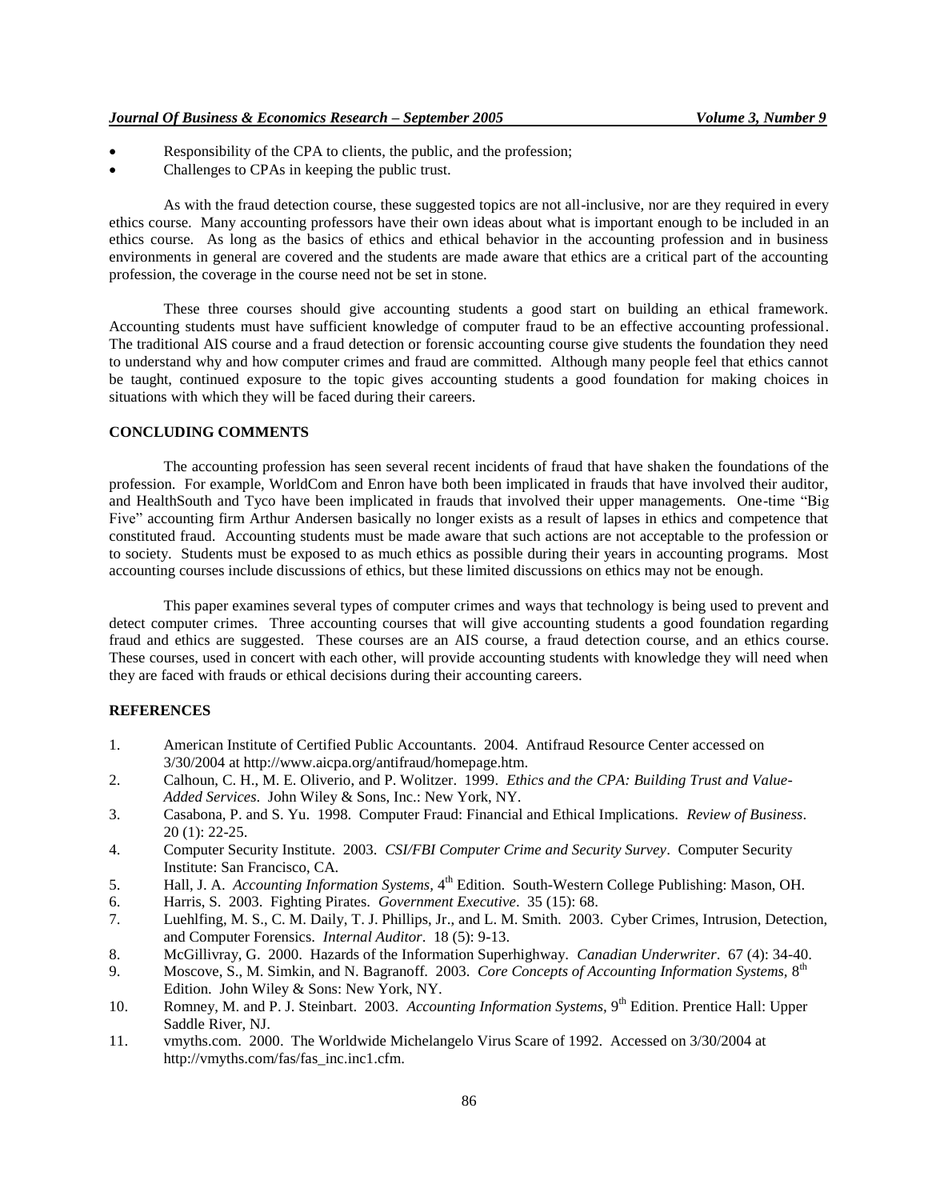- Responsibility of the CPA to clients, the public, and the profession;
- Challenges to CPAs in keeping the public trust.

As with the fraud detection course, these suggested topics are not all-inclusive, nor are they required in every ethics course. Many accounting professors have their own ideas about what is important enough to be included in an ethics course. As long as the basics of ethics and ethical behavior in the accounting profession and in business environments in general are covered and the students are made aware that ethics are a critical part of the accounting profession, the coverage in the course need not be set in stone.

These three courses should give accounting students a good start on building an ethical framework. Accounting students must have sufficient knowledge of computer fraud to be an effective accounting professional. The traditional AIS course and a fraud detection or forensic accounting course give students the foundation they need to understand why and how computer crimes and fraud are committed. Although many people feel that ethics cannot be taught, continued exposure to the topic gives accounting students a good foundation for making choices in situations with which they will be faced during their careers.

## CONCLUDING COMMENTS

The accounting profession has seen several recent incidents of fraud that have shaken the foundations of the profession. For example, WorldCom and Enron have both been implicated in frauds that have involved their auditor, and HealthSouth and Tyco have been implicated in frauds that involved their upper managements. One-time "Big Five" accounting firm Arthur Andersen basically no longer exists as a result of lapses in ethics and competence that constituted fraud. Accounting students must be made aware that such actions are not acceptable to the profession or to society. Students must be exposed to as much ethics as possible during their years in accounting programs. Most accounting courses include discussions of ethics, but these limited discussions on ethics may not be enough.

This paper examines several types of computer crimes and ways that technology is being used to prevent and detect computer crimes. Three accounting courses that will give accounting students a good foundation regarding fraud and ethics are suggested. These courses are an AIS course, a fraud detection course, and an ethics course. These courses, used in concert with each other, will provide accounting students with knowledge they will need when they are faced with frauds or ethical decisions during their accounting careers.

## REFERENCES

1. American Institute of Certified Public Accountants. 2004. Antifraud Resource Center accessed on 3/30/2004 at http://www.aicpa.org/antifraud/homepage.htm.
2. Calhoun, C. H., M. E. Oliverio, and P. Wolitzer. 1999. *Ethics and the CPA: Building Trust and Value-Added Services*. John Wiley & Sons, Inc.: New York, NY.
3. Casabona, P. and S. Yu. 1998. Computer Fraud: Financial and Ethical Implications. *Review of Business*. 20 (1): 22-25.
4. Computer Security Institute. 2003. *CSI/FBI Computer Crime and Security Survey*. Computer Security Institute: San Francisco, CA.
5. Hall, J. A. *Accounting Information Systems,* 4th Edition. South-Western College Publishing: Mason, OH.
6. Harris, S. 2003. Fighting Pirates. *Government Executive*. 35 (15): 68.
7. Luehlfing, M. S., C. M. Daily, T. J. Phillips, Jr., and L. M. Smith. 2003. Cyber Crimes, Intrusion, Detection, and Computer Forensics. *Internal Auditor*. 18 (5): 9-13.
8. McGillivray, G. 2000. Hazards of the Information Superhighway. *Canadian Underwriter*. 67 (4): 34-40.
9. Moscove, S., M. Simkin, and N. Bagranoff. 2003. *Core Concepts of Accounting Information Systems,* 8th Edition. John Wiley & Sons: New York, NY.
10. Romney, M. and P. J. Steinbart. 2003. *Accounting Information Systems,* 9th Edition. Prentice Hall: Upper Saddle River, NJ.
11. vmyths.com. 2000. The Worldwide Michelangelo Virus Scare of 1992. Accessed on 3/30/2004 at http://vmyths.com/fas/fas_inc.inc1.cfm.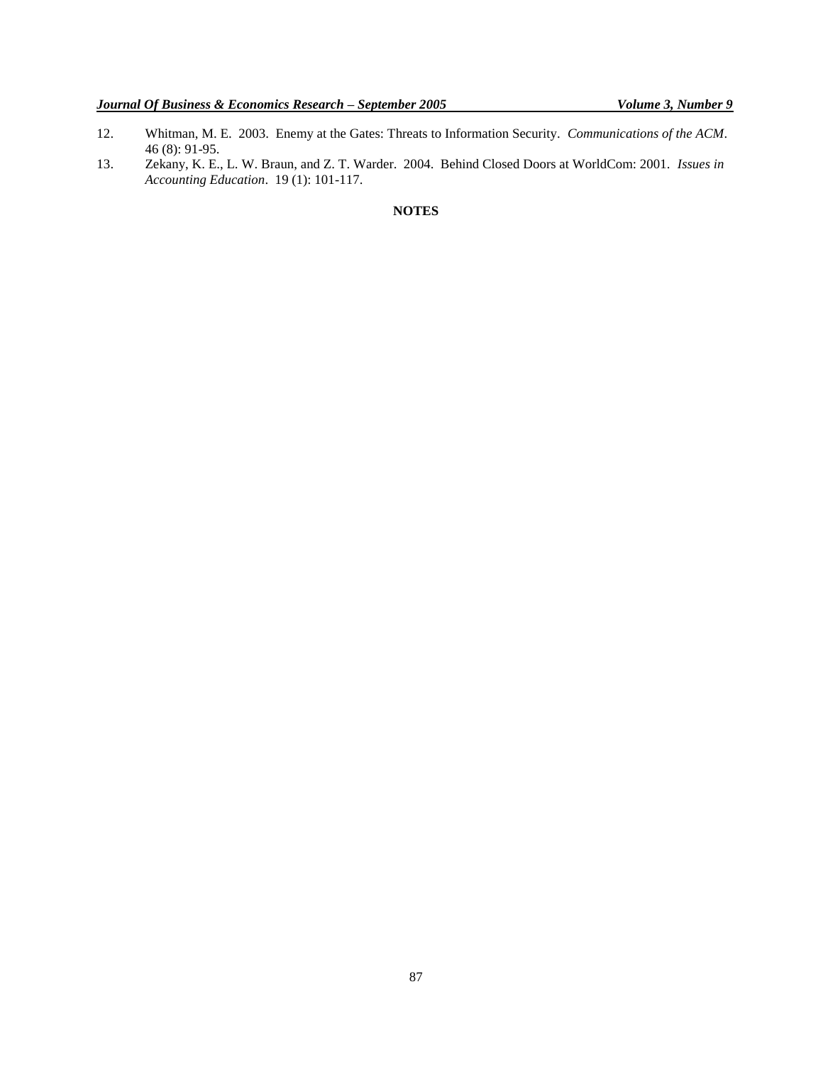12. Whitman, M. E. 2003. Enemy at the Gates: Threats to Information Security. *Communications of the ACM*. 46 (8): 91-95.
13. Zekany, K. E., L. W. Braun, and Z. T. Warder. 2004. Behind Closed Doors at WorldCom: 2001. *Issues in Accounting Education*. 19 (1): 101-117.

**NOTES**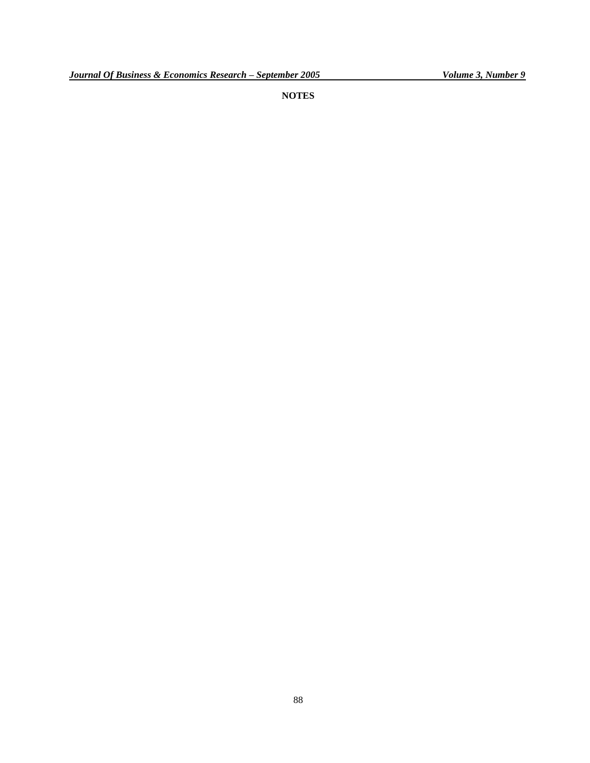**NOTES**